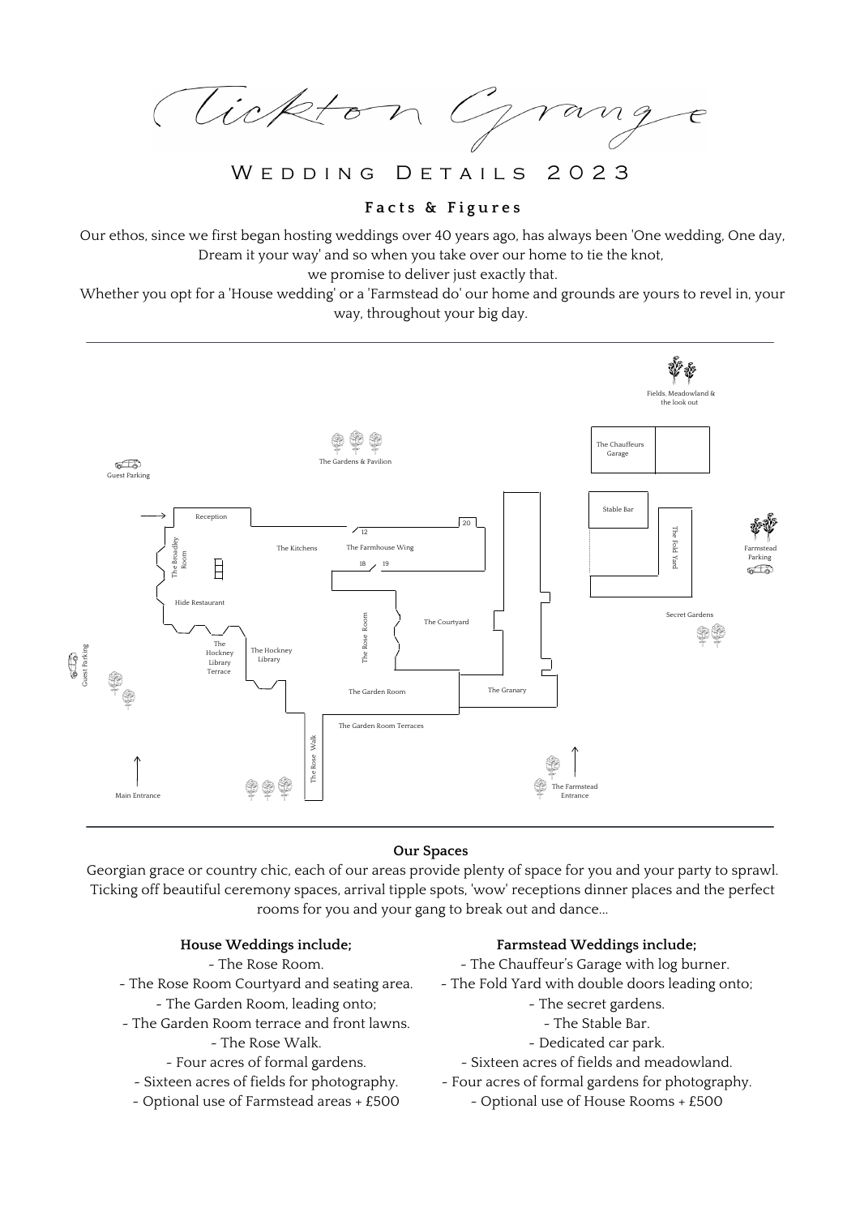# Tickton Grange

## Wedding Details 2023

### Facts & Figures

Our ethos, since we first began hosting weddings over 40 years ago, has always been 'One wedding, One day, Dream it your way' and so when you take over our home to tie the knot,
we promise to deliver just exactly that.
Whether you opt for a 'House wedding' or a 'Farmstead do' our home and grounds are yours to revel in, your way, throughout your big day.

---

---

### Our Spaces

Georgian grace or country chic, each of our areas provide plenty of space for you and your party to sprawl. Ticking off beautiful ceremony spaces, arrival tipple spots, 'wow' receptions dinner places and the perfect rooms for you and your gang to break out and dance...

**House Weddings include;**

- The Rose Room.
- The Rose Room Courtyard and seating area.
- The Garden Room, leading onto;
- The Garden Room terrace and front lawns.
- The Rose Walk.
- Four acres of formal gardens.
- Sixteen acres of fields for photography.
- Optional use of Farmstead areas + £500

**Farmstead Weddings include;**

- The Chauffeur's Garage with log burner.
- The Fold Yard with double doors leading onto;
- The secret gardens.
- The Stable Bar.
- Dedicated car park.
- Sixteen acres of fields and meadowland.
- Four acres of formal gardens for photography.
- Optional use of House Rooms + £500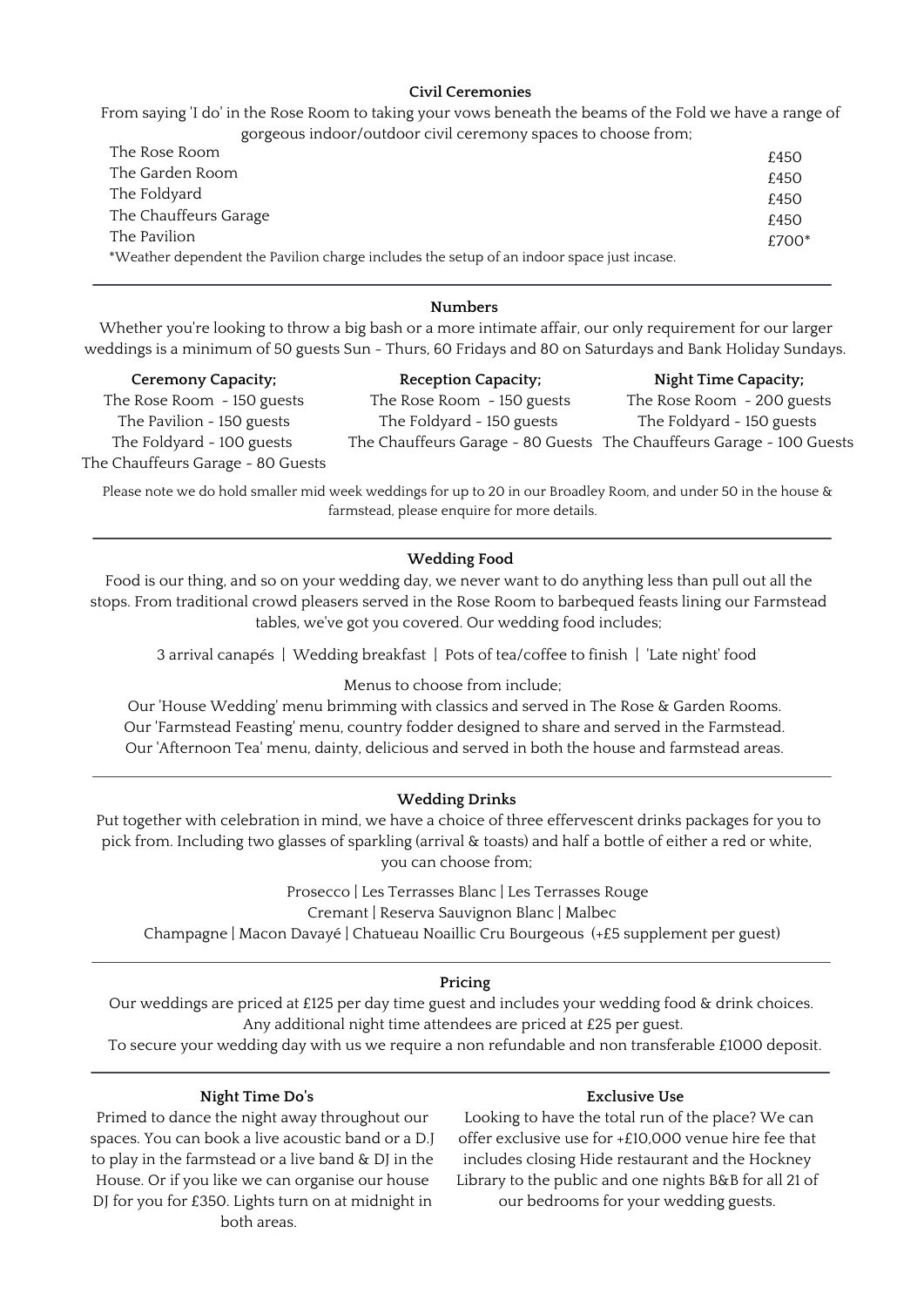## Civil Ceremonies

From saying 'I do' in the Rose Room to taking your vows beneath the beams of the Fold we have a range of gorgeous indoor/outdoor civil ceremony spaces to choose from;

| | |
|---|---|
| The Rose Room | £450 |
| The Garden Room | £450 |
| The Foldyard | £450 |
| The Chauffeurs Garage | £450 |
| The Pavilion | £700* |

*Weather dependent the Pavilion charge includes the setup of an indoor space just incase.

---

## Numbers

Whether you're looking to throw a big bash or a more intimate affair, our only requirement for our larger weddings is a minimum of 50 guests Sun - Thurs, 60 Fridays and 80 on Saturdays and Bank Holiday Sundays.

| Ceremony Capacity; | Reception Capacity; | Night Time Capacity; |
|---|---|---|
| The Rose Room - 150 guests | The Rose Room - 150 guests | The Rose Room - 200 guests |
| The Pavilion - 150 guests | The Foldyard - 150 guests | The Foldyard - 150 guests |
| The Foldyard - 100 guests | The Chauffeurs Garage - 80 Guests | The Chauffeurs Garage - 100 Guests |
| The Chauffeurs Garage - 80 Guests | | |

Please note we do hold smaller mid week weddings for up to 20 in our Broadley Room, and under 50 in the house & farmstead, please enquire for more details.

---

## Wedding Food

Food is our thing, and so on your wedding day, we never want to do anything less than pull out all the stops. From traditional crowd pleasers served in the Rose Room to barbequed feasts lining our Farmstead tables, we've got you covered. Our wedding food includes;

3 arrival canapés | Wedding breakfast | Pots of tea/coffee to finish | 'Late night' food

Menus to choose from include;

Our 'House Wedding' menu brimming with classics and served in The Rose & Garden Rooms.
Our 'Farmstead Feasting' menu, country fodder designed to share and served in the Farmstead.
Our 'Afternoon Tea' menu, dainty, delicious and served in both the house and farmstead areas.

---

## Wedding Drinks

Put together with celebration in mind, we have a choice of three effervescent drinks packages for you to pick from. Including two glasses of sparkling (arrival & toasts) and half a bottle of either a red or white, you can choose from;

Prosecco | Les Terrasses Blanc | Les Terrasses Rouge
Cremant | Reserva Sauvignon Blanc | Malbec
Champagne | Macon Davayé | Chatueau Noaillic Cru Bourgeous (+£5 supplement per guest)

---

## Pricing

Our weddings are priced at £125 per day time guest and includes your wedding food & drink choices.
Any additional night time attendees are priced at £25 per guest.
To secure your wedding day with us we require a non refundable and non transferable £1000 deposit.

---

## Night Time Do's

Primed to dance the night away throughout our spaces. You can book a live acoustic band or a D.J to play in the farmstead or a live band & DJ in the House. Or if you like we can organise our house DJ for you for £350. Lights turn on at midnight in both areas.

## Exclusive Use

Looking to have the total run of the place? We can offer exclusive use for +£10,000 venue hire fee that includes closing Hide restaurant and the Hockney Library to the public and one nights B&B for all 21 of our bedrooms for your wedding guests.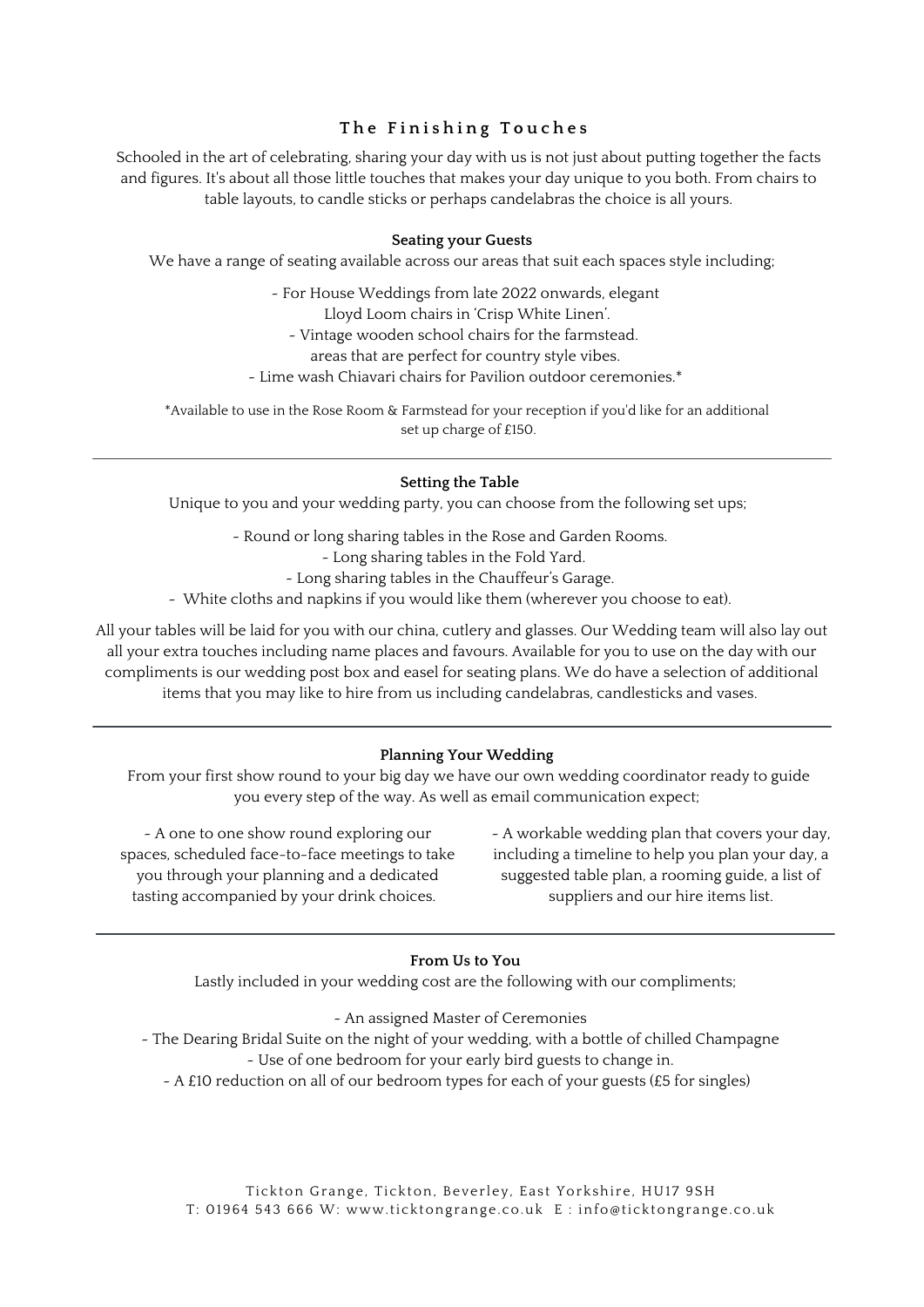## The Finishing Touches

Schooled in the art of celebrating, sharing your day with us is not just about putting together the facts and figures. It's about all those little touches that makes your day unique to you both. From chairs to table layouts, to candle sticks or perhaps candelabras the choice is all yours.

### Seating your Guests

We have a range of seating available across our areas that suit each spaces style including;

- For House Weddings from late 2022 onwards, elegant Lloyd Loom chairs in 'Crisp White Linen'.
- Vintage wooden school chairs for the farmstead. areas that are perfect for country style vibes.
- Lime wash Chiavari chairs for Pavilion outdoor ceremonies.*

*Available to use in the Rose Room & Farmstead for your reception if you'd like for an additional set up charge of £150.

---

### Setting the Table

Unique to you and your wedding party, you can choose from the following set ups;

- Round or long sharing tables in the Rose and Garden Rooms.
- Long sharing tables in the Fold Yard.
- Long sharing tables in the Chauffeur's Garage.
- White cloths and napkins if you would like them (wherever you choose to eat).

All your tables will be laid for you with our china, cutlery and glasses. Our Wedding team will also lay out all your extra touches including name places and favours. Available for you to use on the day with our compliments is our wedding post box and easel for seating plans. We do have a selection of additional items that you may like to hire from us including candelabras, candlesticks and vases.

---

### Planning Your Wedding

From your first show round to your big day we have our own wedding coordinator ready to guide you every step of the way. As well as email communication expect;

- A one to one show round exploring our spaces, scheduled face-to-face meetings to take you through your planning and a dedicated tasting accompanied by your drink choices.
- A workable wedding plan that covers your day, including a timeline to help you plan your day, a suggested table plan, a rooming guide, a list of suppliers and our hire items list.

---

### From Us to You

Lastly included in your wedding cost are the following with our compliments;

- An assigned Master of Ceremonies
- The Dearing Bridal Suite on the night of your wedding, with a bottle of chilled Champagne
- Use of one bedroom for your early bird guests to change in.
- A £10 reduction on all of our bedroom types for each of your guests (£5 for singles)

Tickton Grange, Tickton, Beverley, East Yorkshire, HU17 9SH
T: 01964 543 666 W: www.ticktongrange.co.uk E : info@ticktongrange.co.uk